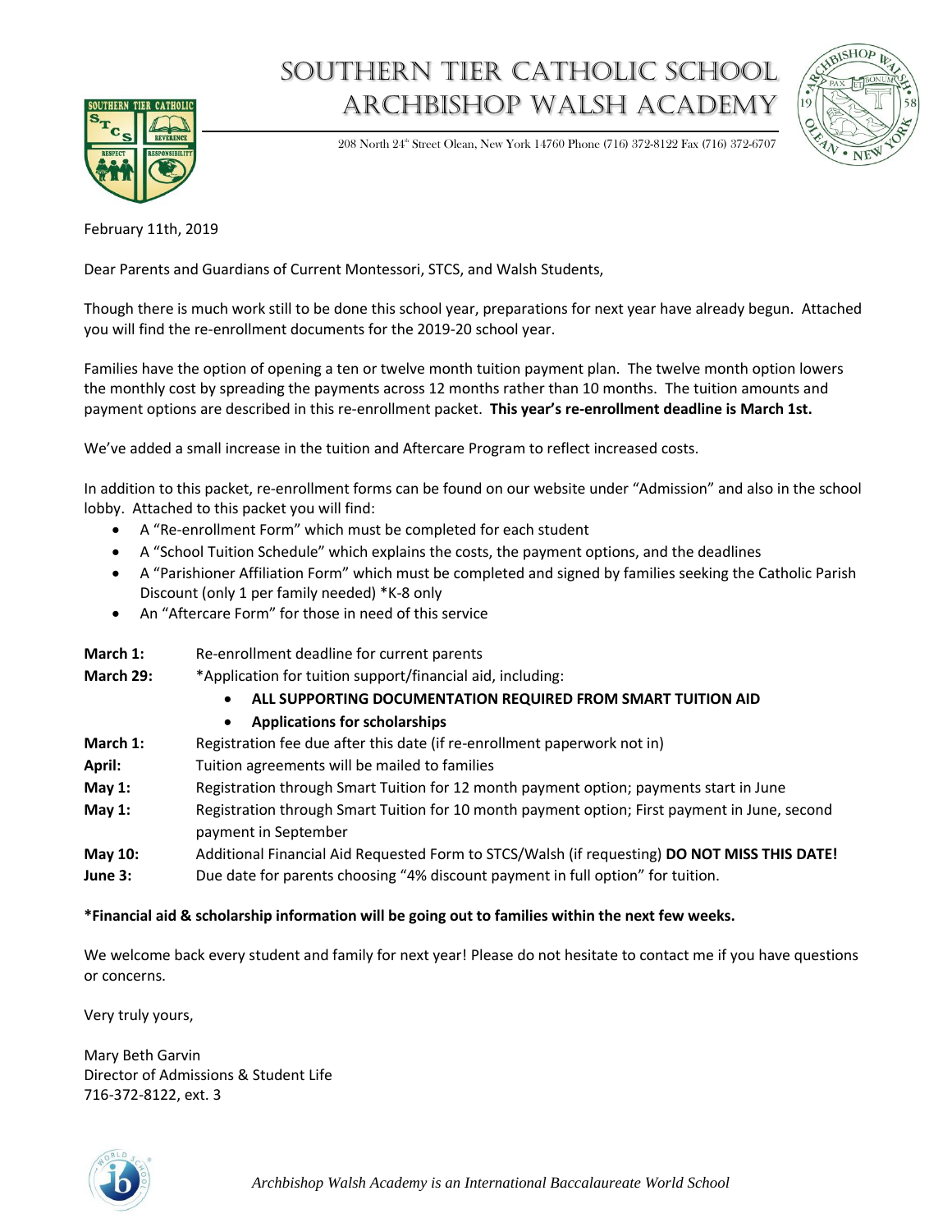# Southern Tier Catholic School
# Archbishop Walsh Academy

208 North 24th Street Olean, New York 14760 Phone (716) 372-8122 Fax (716) 372-6707

February 11th, 2019

Dear Parents and Guardians of Current Montessori, STCS, and Walsh Students,

Though there is much work still to be done this school year, preparations for next year have already begun. Attached you will find the re-enrollment documents for the 2019-20 school year.

Families have the option of opening a ten or twelve month tuition payment plan. The twelve month option lowers the monthly cost by spreading the payments across 12 months rather than 10 months. The tuition amounts and payment options are described in this re-enrollment packet. **This year's re-enrollment deadline is March 1st.**

We've added a small increase in the tuition and Aftercare Program to reflect increased costs.

In addition to this packet, re-enrollment forms can be found on our website under "Admission" and also in the school lobby. Attached to this packet you will find:

- A "Re-enrollment Form" which must be completed for each student
- A "School Tuition Schedule" which explains the costs, the payment options, and the deadlines
- A "Parishioner Affiliation Form" which must be completed and signed by families seeking the Catholic Parish Discount (only 1 per family needed) *K-8 only
- An "Aftercare Form" for those in need of this service

**March 1:** Re-enrollment deadline for current parents

**March 29:** *Application for tuition support/financial aid, including:
- **ALL SUPPORTING DOCUMENTATION REQUIRED FROM SMART TUITION AID**
- **Applications for scholarships**

**March 1:** Registration fee due after this date (if re-enrollment paperwork not in)

**April:** Tuition agreements will be mailed to families

**May 1:** Registration through Smart Tuition for 12 month payment option; payments start in June

**May 1:** Registration through Smart Tuition for 10 month payment option; First payment in June, second payment in September

**May 10:** Additional Financial Aid Requested Form to STCS/Walsh (if requesting) **DO NOT MISS THIS DATE!**

**June 3:** Due date for parents choosing "4% discount payment in full option" for tuition.

**\*Financial aid & scholarship information will be going out to families within the next few weeks.**

We welcome back every student and family for next year! Please do not hesitate to contact me if you have questions or concerns.

Very truly yours,

Mary Beth Garvin
Director of Admissions & Student Life
716-372-8122, ext. 3

*Archbishop Walsh Academy is an International Baccalaureate World School*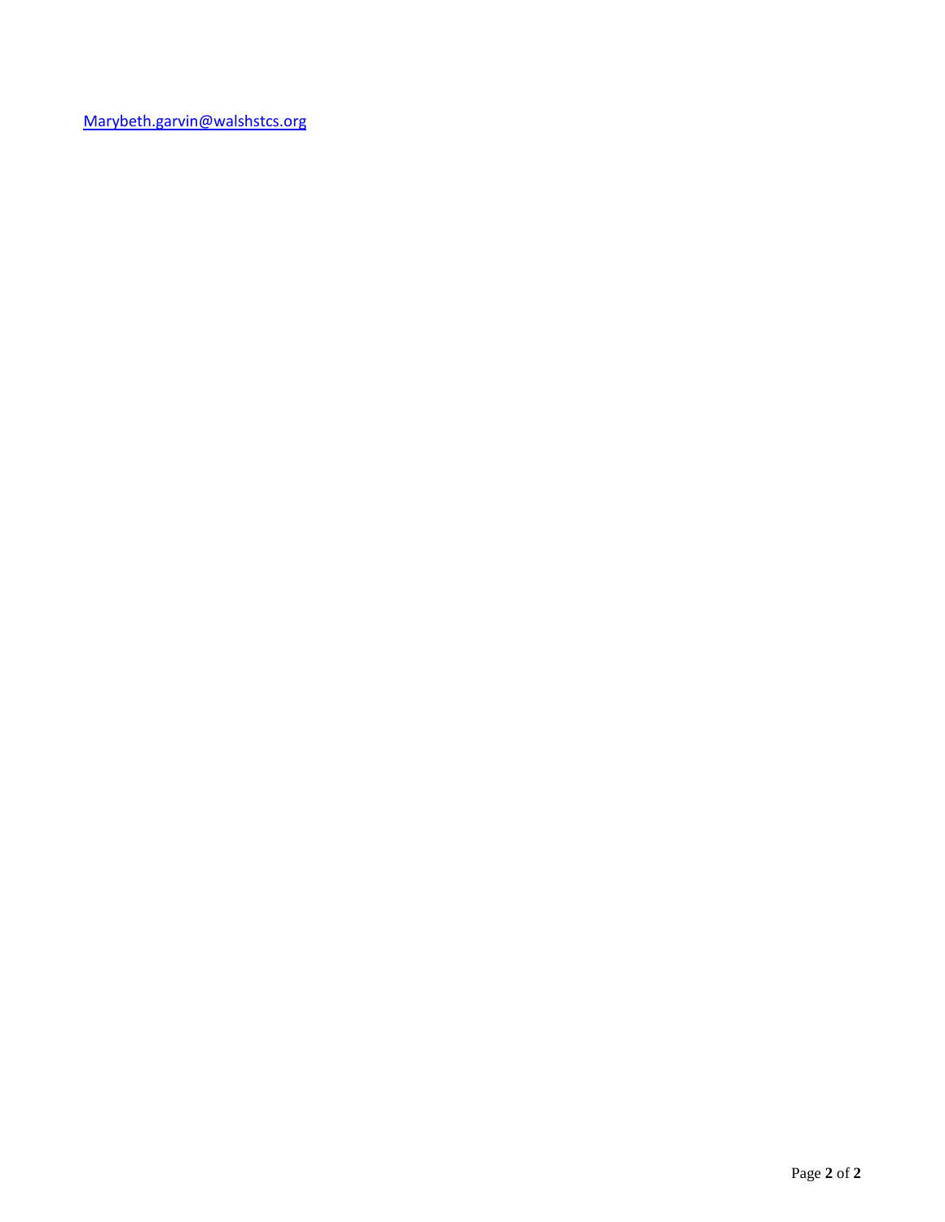Marybeth.garvin@walshstcs.org